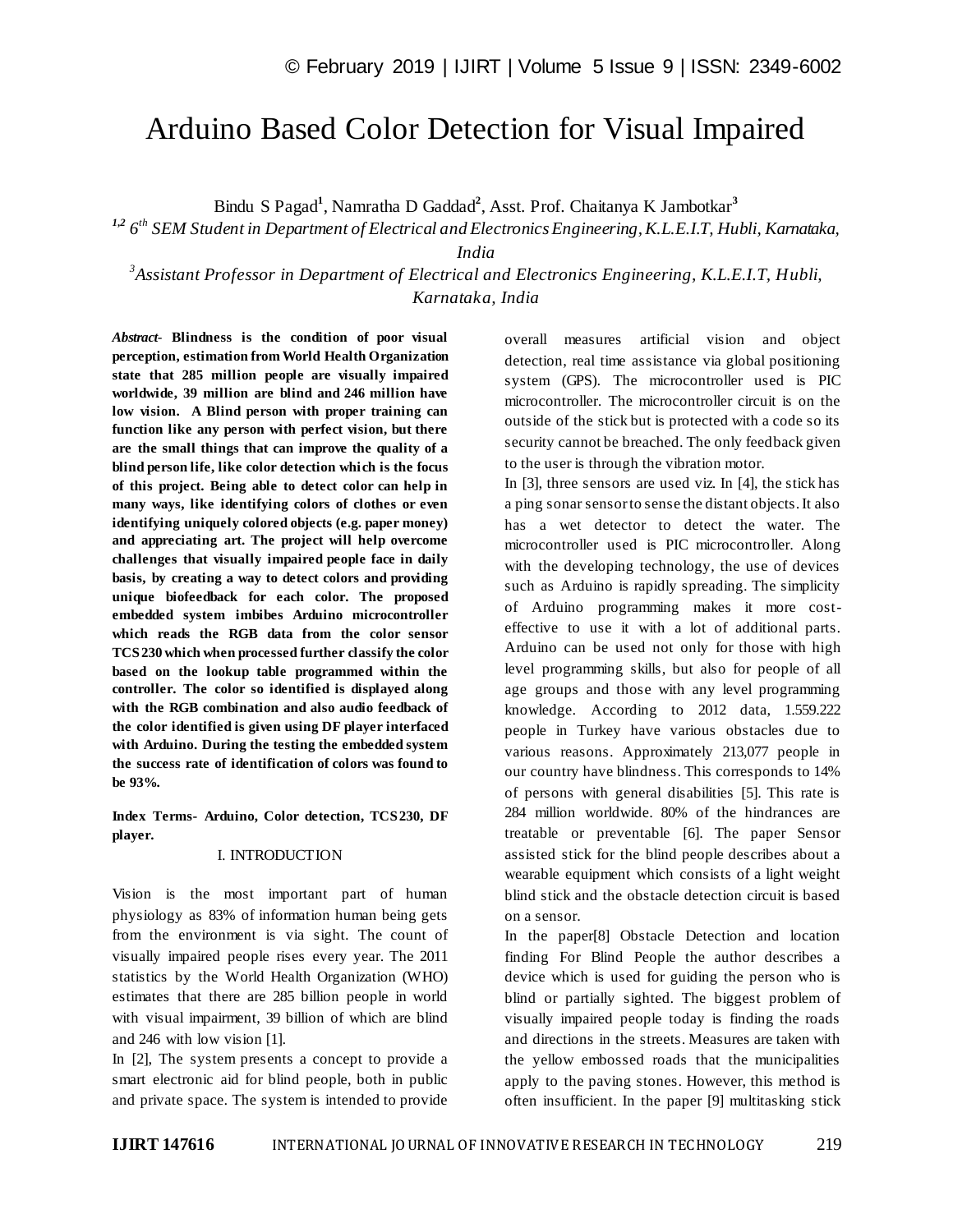# Arduino Based Color Detection for Visual Impaired

Bindu S Pagad[1], Namratha D Gaddad[2], Asst. Prof. Chaitanya K Jambotkar[3]

*[1,2] 6th SEM Student in Department of Electrical and Electronics Engineering, K.L.E.I.T, Hubli, Karnataka, India*

*[3]Assistant Professor in Department of Electrical and Electronics Engineering, K.L.E.I.T, Hubli, Karnataka, India*

***Abstract-*** **Blindness is the condition of poor visual perception, estimation from World Health Organization state that 285 million people are visually impaired worldwide, 39 million are blind and 246 million have low vision. A Blind person with proper training can function like any person with perfect vision, but there are the small things that can improve the quality of a blind person life, like color detection which is the focus of this project. Being able to detect color can help in many ways, like identifying colors of clothes or even identifying uniquely colored objects (e.g. paper money) and appreciating art. The project will help overcome challenges that visually impaired people face in daily basis, by creating a way to detect colors and providing unique biofeedback for each color. The proposed embedded system imbibes Arduino microcontroller which reads the RGB data from the color sensor TCS230 which when processed further classify the color based on the lookup table programmed within the controller. The color so identified is displayed along with the RGB combination and also audio feedback of the color identified is given using DF player interfaced with Arduino. During the testing the embedded system the success rate of identification of colors was found to be 93%.**

**Index Terms- Arduino, Color detection, TCS230, DF player.**

## I. INTRODUCTION

Vision is the most important part of human physiology as 83% of information human being gets from the environment is via sight. The count of visually impaired people rises every year. The 2011 statistics by the World Health Organization (WHO) estimates that there are 285 billion people in world with visual impairment, 39 billion of which are blind and 246 with low vision [1].

In [2], The system presents a concept to provide a smart electronic aid for blind people, both in public and private space. The system is intended to provide overall measures artificial vision and object detection, real time assistance via global positioning system (GPS). The microcontroller used is PIC microcontroller. The microcontroller circuit is on the outside of the stick but is protected with a code so its security cannot be breached. The only feedback given to the user is through the vibration motor.

In [3], three sensors are used viz. In [4], the stick has a ping sonar sensor to sense the distant objects. It also has a wet detector to detect the water. The microcontroller used is PIC microcontroller. Along with the developing technology, the use of devices such as Arduino is rapidly spreading. The simplicity of Arduino programming makes it more cost-effective to use it with a lot of additional parts. Arduino can be used not only for those with high level programming skills, but also for people of all age groups and those with any level programming knowledge. According to 2012 data, 1.559.222 people in Turkey have various obstacles due to various reasons. Approximately 213,077 people in our country have blindness. This corresponds to 14% of persons with general disabilities [5]. This rate is 284 million worldwide. 80% of the hindrances are treatable or preventable [6]. The paper Sensor assisted stick for the blind people describes about a wearable equipment which consists of a light weight blind stick and the obstacle detection circuit is based on a sensor.

In the paper[8] Obstacle Detection and location finding For Blind People the author describes a device which is used for guiding the person who is blind or partially sighted. The biggest problem of visually impaired people today is finding the roads and directions in the streets. Measures are taken with the yellow embossed roads that the municipalities apply to the paving stones. However, this method is often insufficient. In the paper [9] multitasking stick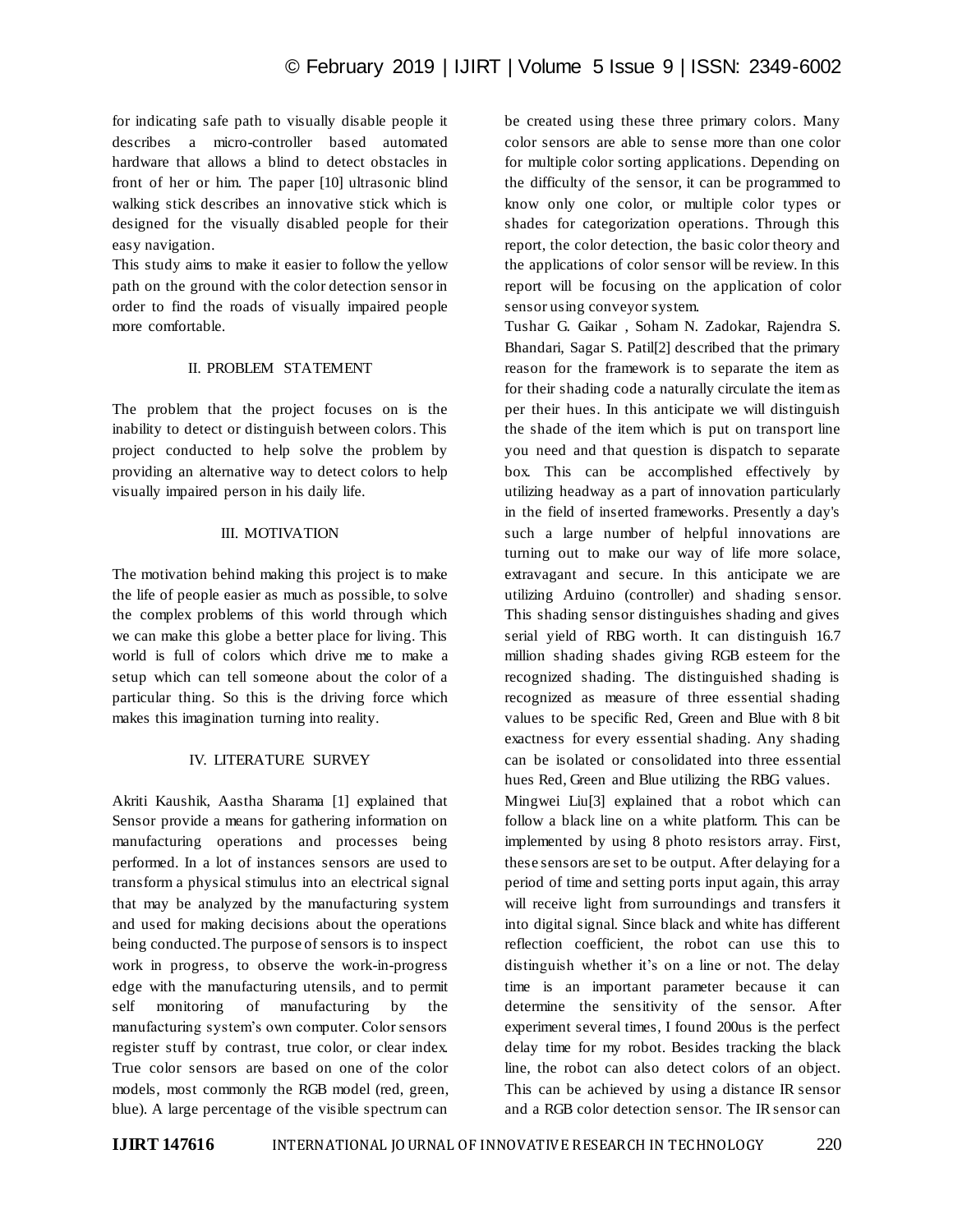for indicating safe path to visually disable people it describes a micro-controller based automated hardware that allows a blind to detect obstacles in front of her or him. The paper [10] ultrasonic blind walking stick describes an innovative stick which is designed for the visually disabled people for their easy navigation.

This study aims to make it easier to follow the yellow path on the ground with the color detection sensor in order to find the roads of visually impaired people more comfortable.

## II. PROBLEM STATEMENT

The problem that the project focuses on is the inability to detect or distinguish between colors. This project conducted to help solve the problem by providing an alternative way to detect colors to help visually impaired person in his daily life.

## III. MOTIVATION

The motivation behind making this project is to make the life of people easier as much as possible, to solve the complex problems of this world through which we can make this globe a better place for living. This world is full of colors which drive me to make a setup which can tell someone about the color of a particular thing. So this is the driving force which makes this imagination turning into reality.

## IV. LITERATURE SURVEY

Akriti Kaushik, Aastha Sharama [1] explained that Sensor provide a means for gathering information on manufacturing operations and processes being performed. In a lot of instances sensors are used to transform a physical stimulus into an electrical signal that may be analyzed by the manufacturing system and used for making decisions about the operations being conducted. The purpose of sensors is to inspect work in progress, to observe the work-in-progress edge with the manufacturing utensils, and to permit self monitoring of manufacturing by the manufacturing system's own computer. Color sensors register stuff by contrast, true color, or clear index. True color sensors are based on one of the color models, most commonly the RGB model (red, green, blue). A large percentage of the visible spectrum can be created using these three primary colors. Many color sensors are able to sense more than one color for multiple color sorting applications. Depending on the difficulty of the sensor, it can be programmed to know only one color, or multiple color types or shades for categorization operations. Through this report, the color detection, the basic color theory and the applications of color sensor will be review. In this report will be focusing on the application of color sensor using conveyor system.

Tushar G. Gaikar , Soham N. Zadokar, Rajendra S. Bhandari, Sagar S. Patil[2] described that the primary reason for the framework is to separate the item as for their shading code a naturally circulate the item as per their hues. In this anticipate we will distinguish the shade of the item which is put on transport line you need and that question is dispatch to separate box. This can be accomplished effectively by utilizing headway as a part of innovation particularly in the field of inserted frameworks. Presently a day's such a large number of helpful innovations are turning out to make our way of life more solace, extravagant and secure. In this anticipate we are utilizing Arduino (controller) and shading sensor. This shading sensor distinguishes shading and gives serial yield of RBG worth. It can distinguish 16.7 million shading shades giving RGB esteem for the recognized shading. The distinguished shading is recognized as measure of three essential shading values to be specific Red, Green and Blue with 8 bit exactness for every essential shading. Any shading can be isolated or consolidated into three essential hues Red, Green and Blue utilizing the RBG values.

Mingwei Liu[3] explained that a robot which can follow a black line on a white platform. This can be implemented by using 8 photo resistors array. First, these sensors are set to be output. After delaying for a period of time and setting ports input again, this array will receive light from surroundings and transfers it into digital signal. Since black and white has different reflection coefficient, the robot can use this to distinguish whether it's on a line or not. The delay time is an important parameter because it can determine the sensitivity of the sensor. After experiment several times, I found 200us is the perfect delay time for my robot. Besides tracking the black line, the robot can also detect colors of an object. This can be achieved by using a distance IR sensor and a RGB color detection sensor. The IR sensor can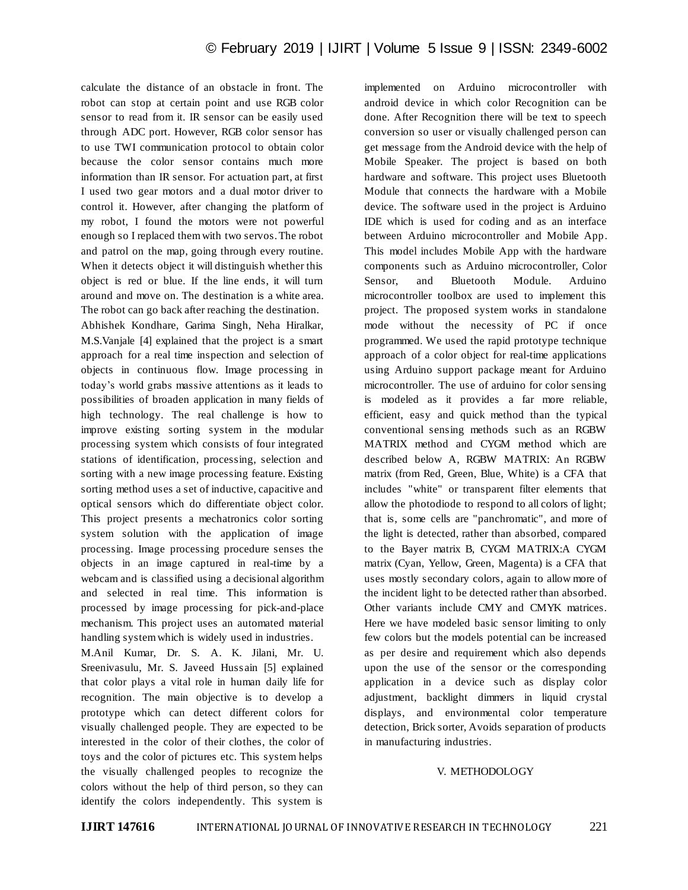calculate the distance of an obstacle in front. The robot can stop at certain point and use RGB color sensor to read from it. IR sensor can be easily used through ADC port. However, RGB color sensor has to use TWI communication protocol to obtain color because the color sensor contains much more information than IR sensor. For actuation part, at first I used two gear motors and a dual motor driver to control it. However, after changing the platform of my robot, I found the motors were not powerful enough so I replaced them with two servos. The robot and patrol on the map, going through every routine. When it detects object it will distinguish whether this object is red or blue. If the line ends, it will turn around and move on. The destination is a white area. The robot can go back after reaching the destination.

Abhishek Kondhare, Garima Singh, Neha Hiralkar, M.S.Vanjale [4] explained that the project is a smart approach for a real time inspection and selection of objects in continuous flow. Image processing in today's world grabs massive attentions as it leads to possibilities of broaden application in many fields of high technology. The real challenge is how to improve existing sorting system in the modular processing system which consists of four integrated stations of identification, processing, selection and sorting with a new image processing feature. Existing sorting method uses a set of inductive, capacitive and optical sensors which do differentiate object color. This project presents a mechatronics color sorting system solution with the application of image processing. Image processing procedure senses the objects in an image captured in real-time by a webcam and is classified using a decisional algorithm and selected in real time. This information is processed by image processing for pick-and-place mechanism. This project uses an automated material handling system which is widely used in industries.

M.Anil Kumar, Dr. S. A. K. Jilani, Mr. U. Sreenivasulu, Mr. S. Javeed Hussain [5] explained that color plays a vital role in human daily life for recognition. The main objective is to develop a prototype which can detect different colors for visually challenged people. They are expected to be interested in the color of their clothes, the color of toys and the color of pictures etc. This system helps the visually challenged peoples to recognize the colors without the help of third person, so they can identify the colors independently. This system is implemented on Arduino microcontroller with android device in which color Recognition can be done. After Recognition there will be text to speech conversion so user or visually challenged person can get message from the Android device with the help of Mobile Speaker. The project is based on both hardware and software. This project uses Bluetooth Module that connects the hardware with a Mobile device. The software used in the project is Arduino IDE which is used for coding and as an interface between Arduino microcontroller and Mobile App. This model includes Mobile App with the hardware components such as Arduino microcontroller, Color Sensor, and Bluetooth Module. Arduino microcontroller toolbox are used to implement this project. The proposed system works in standalone mode without the necessity of PC if once programmed. We used the rapid prototype technique approach of a color object for real-time applications using Arduino support package meant for Arduino microcontroller. The use of arduino for color sensing is modeled as it provides a far more reliable, efficient, easy and quick method than the typical conventional sensing methods such as an RGBW MATRIX method and CYGM method which are described below A, RGBW MATRIX: An RGBW matrix (from Red, Green, Blue, White) is a CFA that includes "white" or transparent filter elements that allow the photodiode to respond to all colors of light; that is, some cells are "panchromatic", and more of the light is detected, rather than absorbed, compared to the Bayer matrix B, CYGM MATRIX:A CYGM matrix (Cyan, Yellow, Green, Magenta) is a CFA that uses mostly secondary colors, again to allow more of the incident light to be detected rather than absorbed. Other variants include CMY and CMYK matrices. Here we have modeled basic sensor limiting to only few colors but the models potential can be increased as per desire and requirement which also depends upon the use of the sensor or the corresponding application in a device such as display color adjustment, backlight dimmers in liquid crystal displays, and environmental color temperature detection, Brick sorter, Avoids separation of products in manufacturing industries.

## V. METHODOLOGY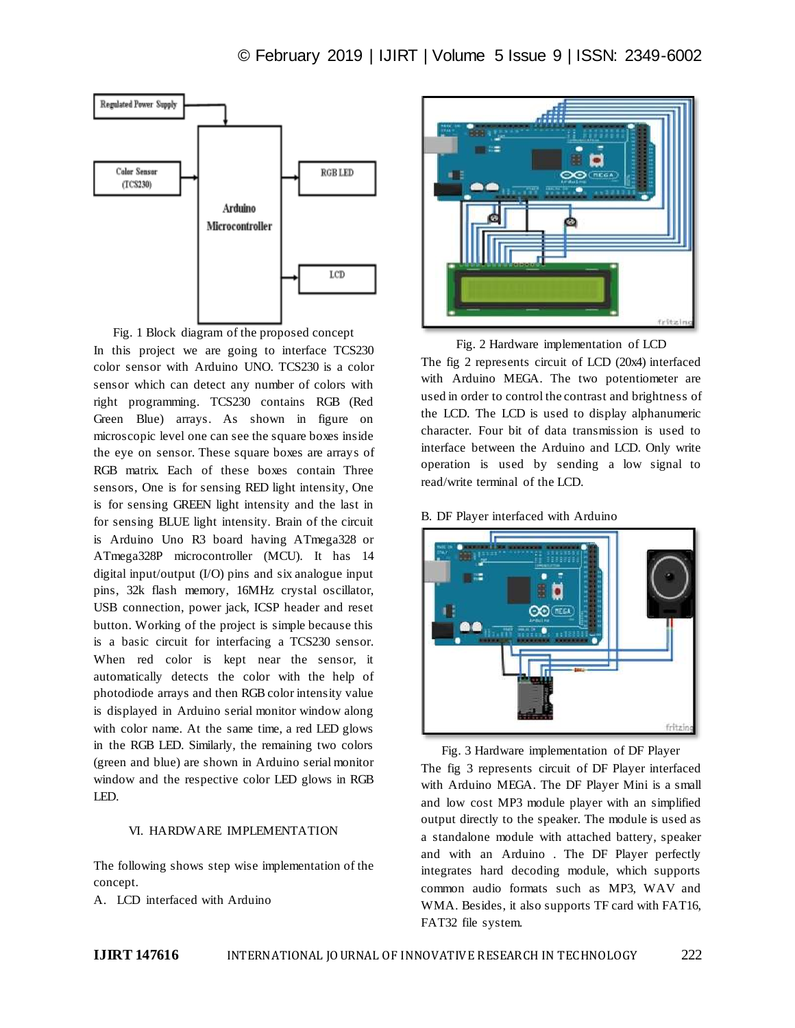Fig. 1 Block diagram of the proposed concept

In this project we are going to interface TCS230 color sensor with Arduino UNO. TCS230 is a color sensor which can detect any number of colors with right programming. TCS230 contains RGB (Red Green Blue) arrays. As shown in figure on microscopic level one can see the square boxes inside the eye on sensor. These square boxes are arrays of RGB matrix. Each of these boxes contain Three sensors, One is for sensing RED light intensity, One is for sensing GREEN light intensity and the last in for sensing BLUE light intensity. Brain of the circuit is Arduino Uno R3 board having ATmega328 or ATmega328P microcontroller (MCU). It has 14 digital input/output (I/O) pins and six analogue input pins, 32k flash memory, 16MHz crystal oscillator, USB connection, power jack, ICSP header and reset button. Working of the project is simple because this is a basic circuit for interfacing a TCS230 sensor. When red color is kept near the sensor, it automatically detects the color with the help of photodiode arrays and then RGB color intensity value is displayed in Arduino serial monitor window along with color name. At the same time, a red LED glows in the RGB LED. Similarly, the remaining two colors (green and blue) are shown in Arduino serial monitor window and the respective color LED glows in RGB LED.

## VI. HARDWARE IMPLEMENTATION

The following shows step wise implementation of the concept.

A. LCD interfaced with Arduino

Fig. 2 Hardware implementation of LCD

The fig 2 represents circuit of LCD (20x4) interfaced with Arduino MEGA. The two potentiometer are used in order to control the contrast and brightness of the LCD. The LCD is used to display alphanumeric character. Four bit of data transmission is used to interface between the Arduino and LCD. Only write operation is used by sending a low signal to read/write terminal of the LCD.

B. DF Player interfaced with Arduino

Fig. 3 Hardware implementation of DF Player

The fig 3 represents circuit of DF Player interfaced with Arduino MEGA. The DF Player Mini is a small and low cost MP3 module player with an simplified output directly to the speaker. The module is used as a standalone module with attached battery, speaker and with an Arduino . The DF Player perfectly integrates hard decoding module, which supports common audio formats such as MP3, WAV and WMA. Besides, it also supports TF card with FAT16, FAT32 file system.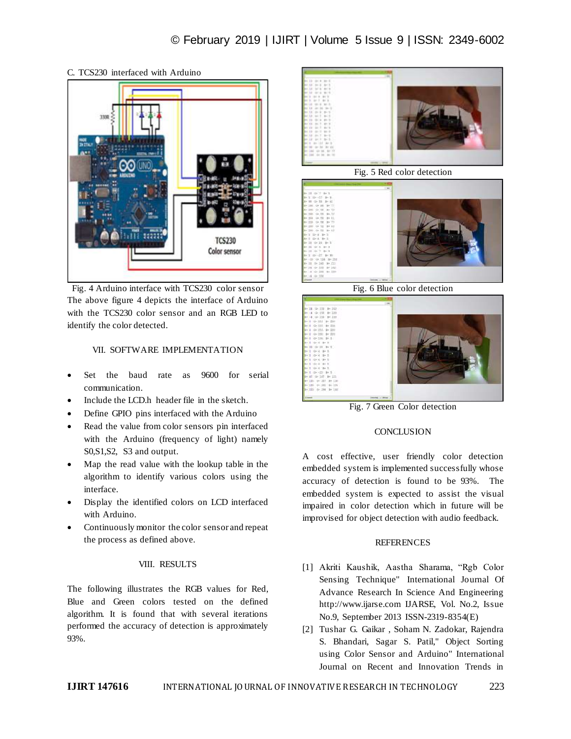C. TCS230 interfaced with Arduino

Fig. 4 Arduino interface with TCS230 color sensor

The above figure 4 depicts the interface of Arduino with the TCS230 color sensor and an RGB LED to identify the color detected.

## VII. SOFTWARE IMPLEMENTATION

- Set the baud rate as 9600 for serial communication.
- Include the LCD.h header file in the sketch.
- Define GPIO pins interfaced with the Arduino
- Read the value from color sensors pin interfaced with the Arduino (frequency of light) namely S0,S1,S2, S3 and output.
- Map the read value with the lookup table in the algorithm to identify various colors using the interface.
- Display the identified colors on LCD interfaced with Arduino.
- Continuously monitor the color sensor and repeat the process as defined above.

## VIII. RESULTS

The following illustrates the RGB values for Red, Blue and Green colors tested on the defined algorithm. It is found that with several iterations performed the accuracy of detection is approximately 93%.

Fig. 5 Red color detection

Fig. 6 Blue color detection

Fig. 7 Green Color detection

## CONCLUSION

A cost effective, user friendly color detection embedded system is implemented successfully whose accuracy of detection is found to be 93%. The embedded system is expected to assist the visual impaired in color detection which in future will be improvised for object detection with audio feedback.

## REFERENCES

[1] Akriti Kaushik, Aastha Sharama, "Rgb Color Sensing Technique" International Journal Of Advance Research In Science And Engineering http://www.ijarse.com IJARSE, Vol. No.2, Issue No.9, September 2013 ISSN-2319-8354(E)

[2] Tushar G. Gaikar , Soham N. Zadokar, Rajendra S. Bhandari, Sagar S. Patil," Object Sorting using Color Sensor and Arduino" International Journal on Recent and Innovation Trends in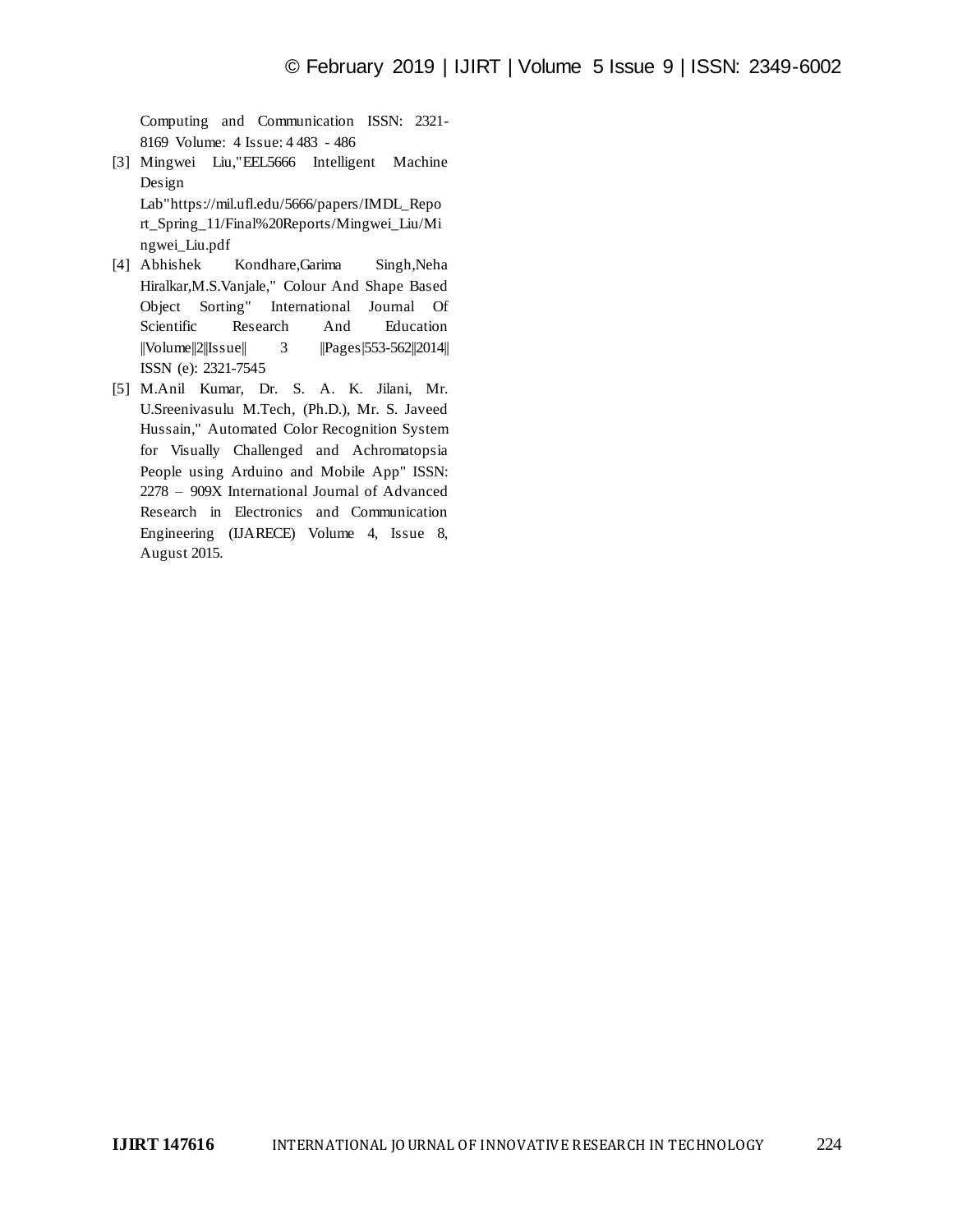Computing and Communication ISSN: 2321-8169 Volume: 4 Issue: 4 483 - 486

[3] Mingwei Liu,"EEL5666 Intelligent Machine Design Lab"https://mil.ufl.edu/5666/papers/IMDL_Report_Spring_11/Final%20Reports/Mingwei_Liu/Mingwei_Liu.pdf

[4] Abhishek Kondhare,Garima Singh,Neha Hiralkar,M.S.Vanjale," Colour And Shape Based Object Sorting" International Journal Of Scientific Research And Education ||Volume||2||Issue|| 3 ||Pages|553-562||2014|| ISSN (e): 2321-7545

[5] M.Anil Kumar, Dr. S. A. K. Jilani, Mr. U.Sreenivasulu M.Tech, (Ph.D.), Mr. S. Javeed Hussain," Automated Color Recognition System for Visually Challenged and Achromatopsia People using Arduino and Mobile App" ISSN: 2278 – 909X International Journal of Advanced Research in Electronics and Communication Engineering (IJARECE) Volume 4, Issue 8, August 2015.